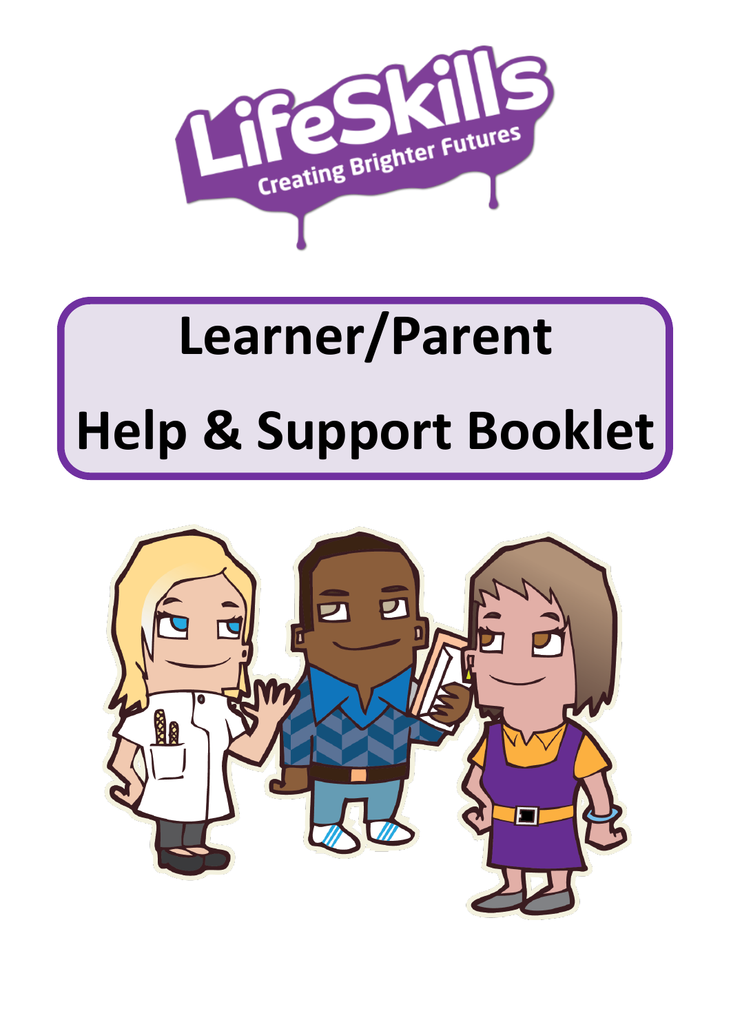LifeSkills

Creating Brighter Futures

# Learner/Parent

# Help & Support Booklet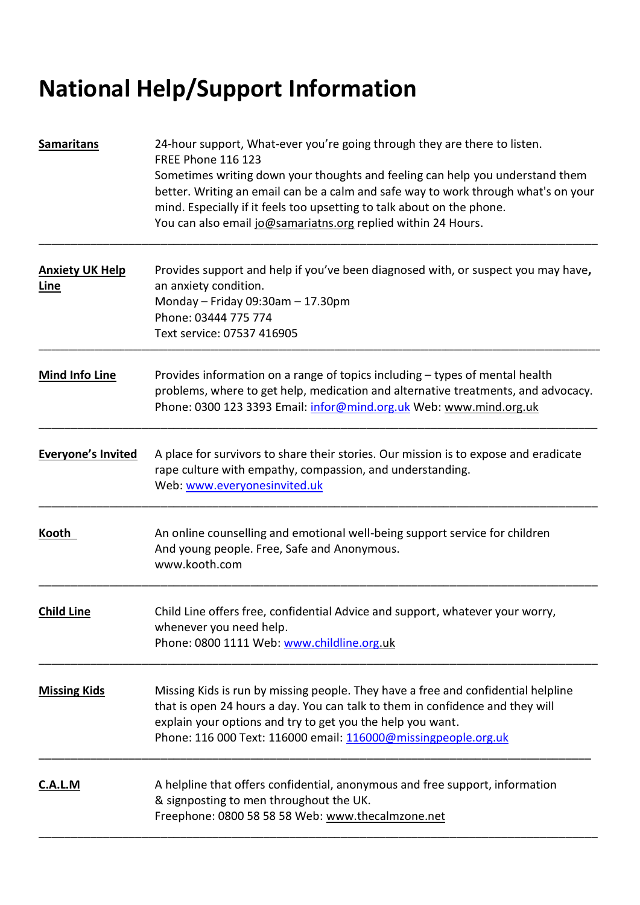# National Help/Support Information

| | |
|---|---|
| **Samaritans** | 24-hour support, What-ever you're going through they are there to listen.<br>FREE Phone 116 123<br>Sometimes writing down your thoughts and feeling can help you understand them better. Writing an email can be a calm and safe way to work through what's on your mind. Especially if it feels too upsetting to talk about on the phone.<br>You can also email jo@samariatns.org replied within 24 Hours. |
| **Anxiety UK Help Line** | Provides support and help if you've been diagnosed with, or suspect you may have**,** an anxiety condition.<br>Monday – Friday 09:30am – 17.30pm<br>Phone: 03444 775 774<br>Text service: 07537 416905 |
| **Mind Info Line** | Provides information on a range of topics including – types of mental health problems, where to get help, medication and alternative treatments, and advocacy. Phone: 0300 123 3393 Email: infor@mind.org.uk Web: www.mind.org.uk |
| **Everyone's Invited** | A place for survivors to share their stories. Our mission is to expose and eradicate rape culture with empathy, compassion, and understanding.<br>Web: www.everyonesinvited.uk |
| **Kooth** | An online counselling and emotional well-being support service for children And young people. Free, Safe and Anonymous.<br>www.kooth.com |
| **Child Line** | Child Line offers free, confidential Advice and support, whatever your worry, whenever you need help.<br>Phone: 0800 1111 Web: www.childline.org.uk |
| **Missing Kids** | Missing Kids is run by missing people. They have a free and confidential helpline that is open 24 hours a day. You can talk to them in confidence and they will explain your options and try to get you the help you want.<br>Phone: 116 000 Text: 116000 email: 116000@missingpeople.org.uk |
| **C.A.L.M** | A helpline that offers confidential, anonymous and free support, information & signposting to men throughout the UK.<br>Freephone: 0800 58 58 58 Web: www.thecalmzone.net |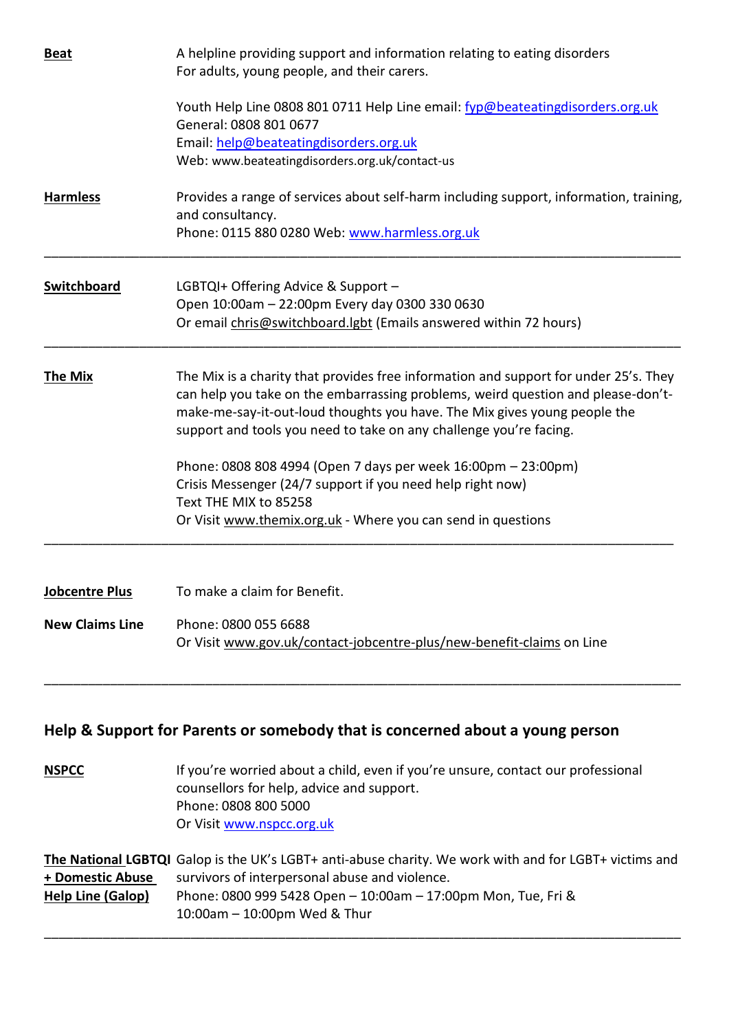**Beat**

A helpline providing support and information relating to eating disorders
For adults, young people, and their carers.

Youth Help Line 0808 801 0711 Help Line email: fyp@beateatingdisorders.org.uk
General: 0808 801 0677
Email: help@beateatingdisorders.org.uk
Web: www.beateatingdisorders.org.uk/contact-us

**Harmless**

Provides a range of services about self-harm including support, information, training, and consultancy.
Phone: 0115 880 0280 Web: www.harmless.org.uk

---

**Switchboard**

LGBTQI+ Offering Advice & Support –
Open 10:00am – 22:00pm Every day 0300 330 0630
Or email chris@switchboard.lgbt (Emails answered within 72 hours)

---

**The Mix**

The Mix is a charity that provides free information and support for under 25's. They can help you take on the embarrassing problems, weird question and please-don't-make-me-say-it-out-loud thoughts you have. The Mix gives young people the support and tools you need to take on any challenge you're facing.

Phone: 0808 808 4994 (Open 7 days per week 16:00pm – 23:00pm)
Crisis Messenger (24/7 support if you need help right now)
Text THE MIX to 85258
Or Visit www.themix.org.uk - Where you can send in questions

---

**Jobcentre Plus**

To make a claim for Benefit.

**New Claims Line**

Phone: 0800 055 6688
Or Visit www.gov.uk/contact-jobcentre-plus/new-benefit-claims on Line

---

## Help & Support for Parents or somebody that is concerned about a young person

**NSPCC**

If you're worried about a child, even if you're unsure, contact our professional counsellors for help, advice and support.
Phone: 0808 800 5000
Or Visit www.nspcc.org.uk

**The National LGBTQI + Domestic Abuse Help Line (Galop)**

Galop is the UK's LGBT+ anti-abuse charity. We work with and for LGBT+ victims and survivors of interpersonal abuse and violence.
Phone: 0800 999 5428 Open – 10:00am – 17:00pm Mon, Tue, Fri & 10:00am – 10:00pm Wed & Thur

---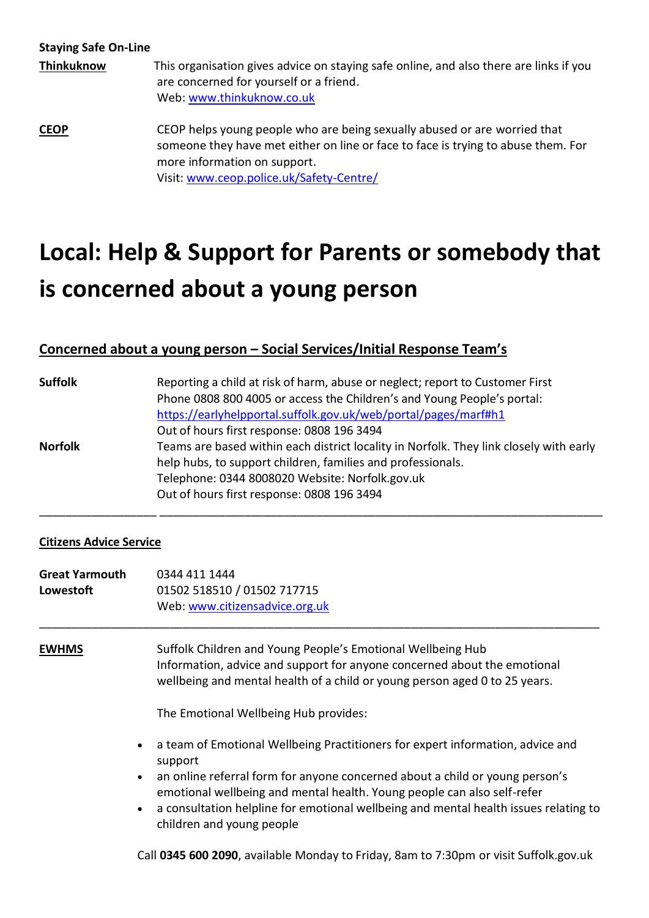**Staying Safe On-Line**

**Thinkknow**

This organisation gives advice on staying safe online, and also there are links if you are concerned for yourself or a friend.
Web: www.thinkuknow.co.uk

**CEOP**

CEOP helps young people who are being sexually abused or are worried that someone they have met either on line or face to face is trying to abuse them. For more information on support.
Visit: www.ceop.police.uk/Safety-Centre/

# Local: Help & Support for Parents or somebody that is concerned about a young person

## Concerned about a young person – Social Services/Initial Response Team's

**Suffolk**

Reporting a child at risk of harm, abuse or neglect; report to Customer First
Phone 0808 800 4005 or access the Children's and Young People's portal:
https://earlyhelpportal.suffolk.gov.uk/web/portal/pages/marf#h1
Out of hours first response: 0808 196 3494

**Norfolk**

Teams are based within each district locality in Norfolk. They link closely with early help hubs, to support children, families and professionals.
Telephone: 0344 8008020 Website: Norfolk.gov.uk
Out of hours first response: 0808 196 3494

---

**Citizens Advice Service**

**Great Yarmouth** 0344 411 1444
**Lowestoft** 01502 518510 / 01502 717715
Web: www.citizensadvice.org.uk

---

**EWHMS**

Suffolk Children and Young People's Emotional Wellbeing Hub
Information, advice and support for anyone concerned about the emotional wellbeing and mental health of a child or young person aged 0 to 25 years.

The Emotional Wellbeing Hub provides:

- a team of Emotional Wellbeing Practitioners for expert information, advice and support
- an online referral form for anyone concerned about a child or young person's emotional wellbeing and mental health. Young people can also self-refer
- a consultation helpline for emotional wellbeing and mental health issues relating to children and young people

Call **0345 600 2090**, available Monday to Friday, 8am to 7:30pm or visit Suffolk.gov.uk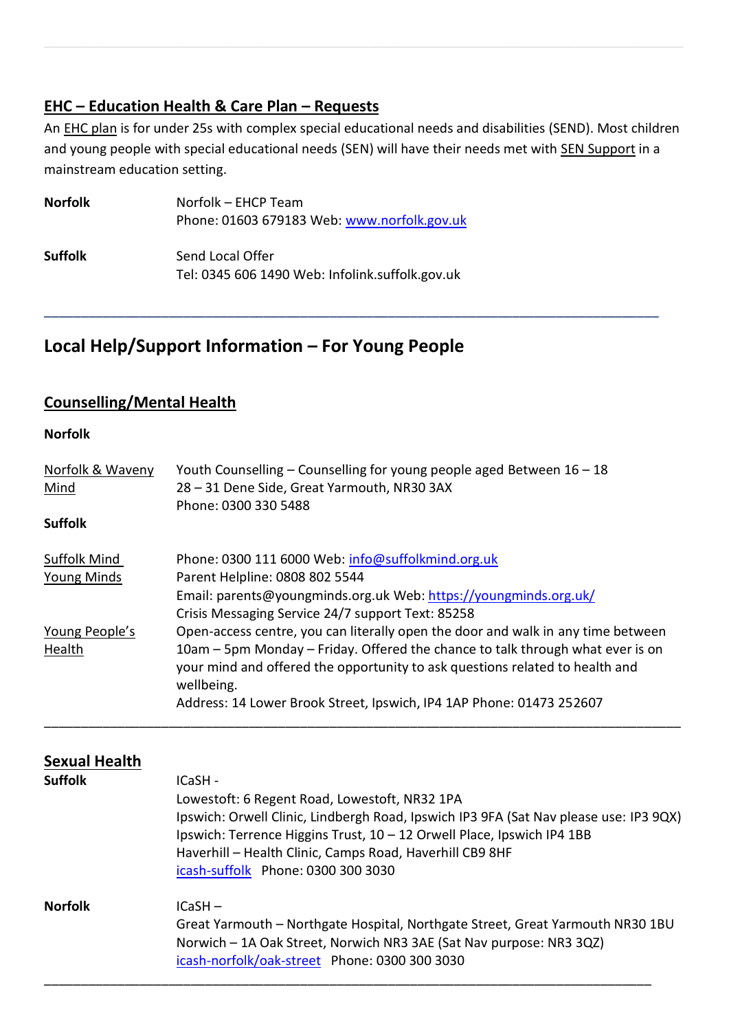## EHC – Education Health & Care Plan – Requests

An EHC plan is for under 25s with complex special educational needs and disabilities (SEND). Most children and young people with special educational needs (SEN) will have their needs met with SEN Support in a mainstream education setting.

**Norfolk**

Norfolk – EHCP Team
Phone: 01603 679183 Web: [www.norfolk.gov.uk](http://www.norfolk.gov.uk)

**Suffolk**

Send Local Offer
Tel: 0345 606 1490 Web: Infolink.suffolk.gov.uk

---

# Local Help/Support Information – For Young People

## Counselling/Mental Health

**Norfolk**

**Norfolk & Waveny Mind**
Youth Counselling – Counselling for young people aged Between 16 – 18
28 – 31 Dene Side, Great Yarmouth, NR30 3AX
Phone: 0300 330 5488

**Suffolk**

**Suffolk Mind**
Phone: 0300 111 6000 Web: info@suffolkmind.org.uk

**Young Minds**
Parent Helpline: 0808 802 5544
Email: parents@youngminds.org.uk Web: https://youngminds.org.uk/
Crisis Messaging Service 24/7 support Text: 85258

**Young People's Health**
Open-access centre, you can literally open the door and walk in any time between 10am – 5pm Monday – Friday. Offered the chance to talk through what ever is on your mind and offered the opportunity to ask questions related to health and wellbeing.
Address: 14 Lower Brook Street, Ipswich, IP4 1AP Phone: 01473 252607

---

## Sexual Health

**Suffolk**

ICaSH -
Lowestoft: 6 Regent Road, Lowestoft, NR32 1PA
Ipswich: Orwell Clinic, Lindbergh Road, Ipswich IP3 9FA (Sat Nav please use: IP3 9QX)
Ipswich: Terrence Higgins Trust, 10 – 12 Orwell Place, Ipswich IP4 1BB
Haverhill – Health Clinic, Camps Road, Haverhill CB9 8HF
icash-suffolk Phone: 0300 300 3030

**Norfolk**

ICaSH –
Great Yarmouth – Northgate Hospital, Northgate Street, Great Yarmouth NR30 1BU
Norwich – 1A Oak Street, Norwich NR3 3AE (Sat Nav purpose: NR3 3QZ)
icash-norfolk/oak-street Phone: 0300 300 3030

---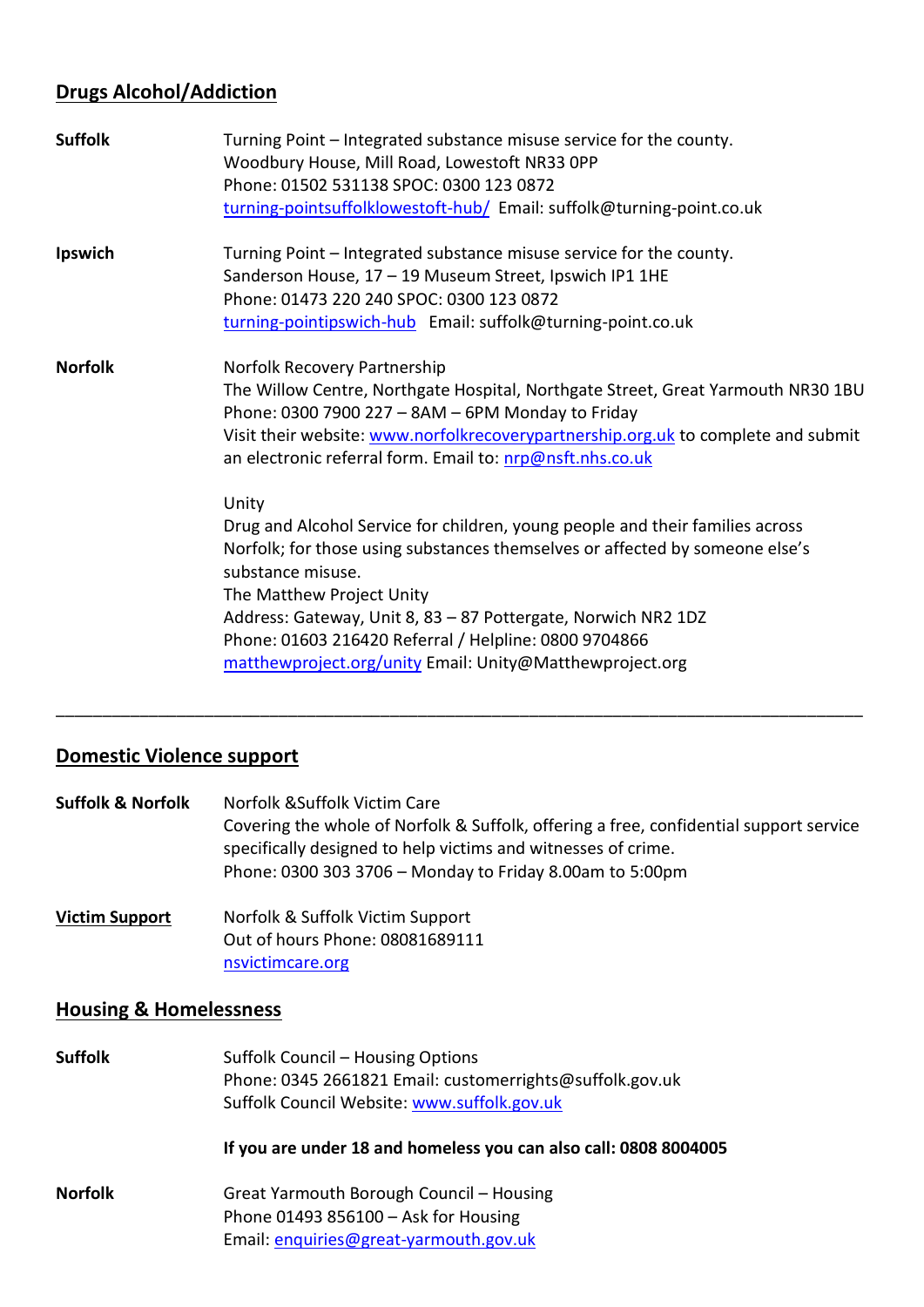## Drugs Alcohol/Addiction

**Suffolk**

Turning Point – Integrated substance misuse service for the county.
Woodbury House, Mill Road, Lowestoft NR33 0PP
Phone: 01502 531138 SPOC: 0300 123 0872
turning-pointsuffolklowestoft-hub/ Email: suffolk@turning-point.co.uk

**Ipswich**

Turning Point – Integrated substance misuse service for the county.
Sanderson House, 17 – 19 Museum Street, Ipswich IP1 1HE
Phone: 01473 220 240 SPOC: 0300 123 0872
turning-pointipswich-hub Email: suffolk@turning-point.co.uk

**Norfolk**

Norfolk Recovery Partnership
The Willow Centre, Northgate Hospital, Northgate Street, Great Yarmouth NR30 1BU
Phone: 0300 7900 227 – 8AM – 6PM Monday to Friday
Visit their website: www.norfolkrecoverypartnership.org.uk to complete and submit an electronic referral form. Email to: nrp@nsft.nhs.co.uk

Unity
Drug and Alcohol Service for children, young people and their families across Norfolk; for those using substances themselves or affected by someone else's substance misuse.
The Matthew Project Unity
Address: Gateway, Unit 8, 83 – 87 Pottergate, Norwich NR2 1DZ
Phone: 01603 216420 Referral / Helpline: 0800 9704866
matthewproject.org/unity Email: Unity@Matthewproject.org

---

## Domestic Violence support

**Suffolk & Norfolk**

Norfolk &Suffolk Victim Care
Covering the whole of Norfolk & Suffolk, offering a free, confidential support service specifically designed to help victims and witnesses of crime.
Phone: 0300 303 3706 – Monday to Friday 8.00am to 5:00pm

**Victim Support**

Norfolk & Suffolk Victim Support
Out of hours Phone: 08081689111
nsvictimcare.org

## Housing & Homelessness

**Suffolk**

Suffolk Council – Housing Options
Phone: 0345 2661821 Email: customerrights@suffolk.gov.uk
Suffolk Council Website: www.suffolk.gov.uk

**If you are under 18 and homeless you can also call: 0808 8004005**

**Norfolk**

Great Yarmouth Borough Council – Housing
Phone 01493 856100 – Ask for Housing
Email: enquiries@great-yarmouth.gov.uk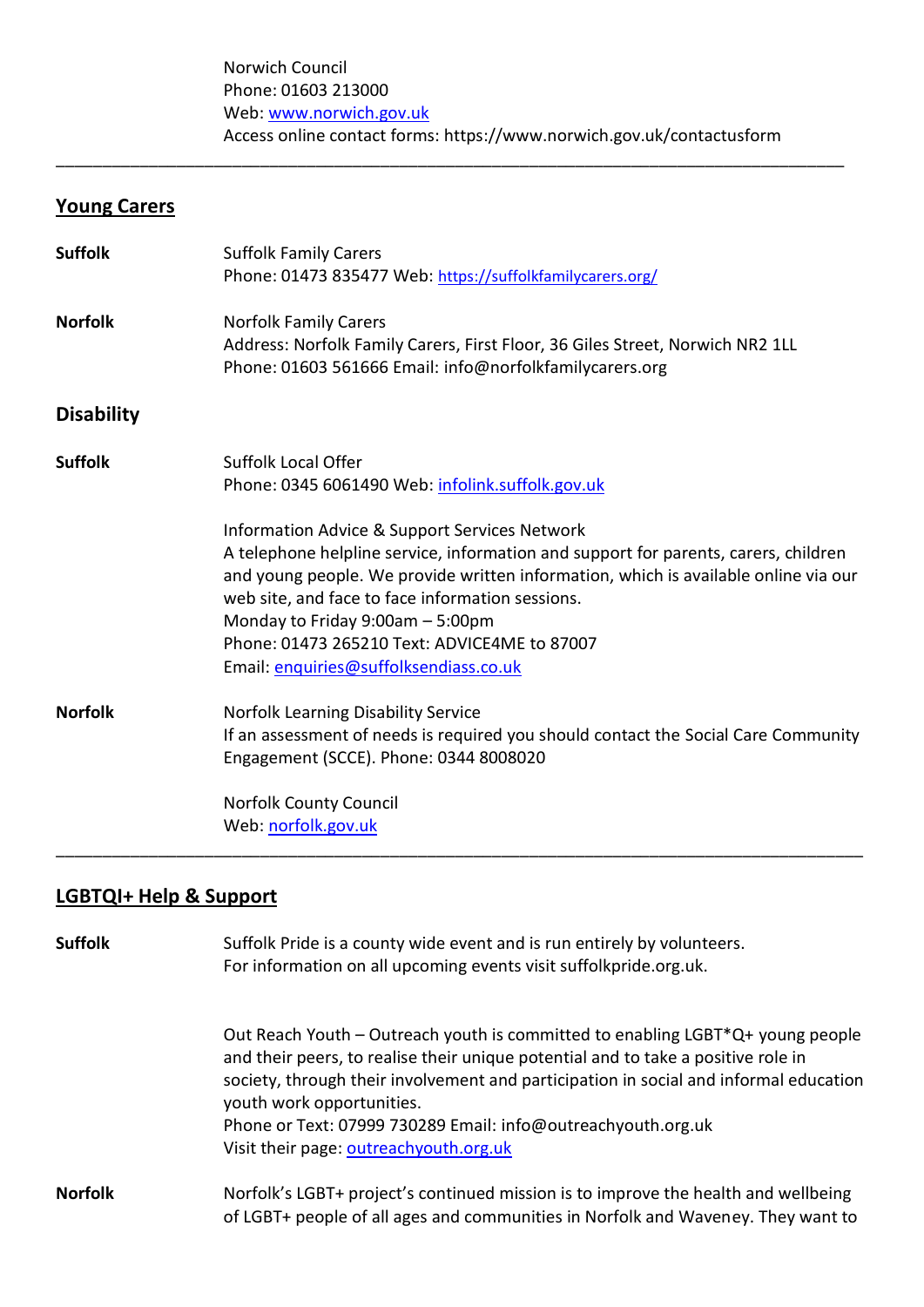Norwich Council
Phone: 01603 213000
Web: www.norwich.gov.uk
Access online contact forms: https://www.norwich.gov.uk/contactusform

---

## Young Carers

**Suffolk**

Suffolk Family Carers
Phone: 01473 835477 Web: https://suffolkfamilycarers.org/

**Norfolk**

Norfolk Family Carers
Address: Norfolk Family Carers, First Floor, 36 Giles Street, Norwich NR2 1LL
Phone: 01603 561666 Email: info@norfolkfamilycarers.org

## Disability

**Suffolk**

Suffolk Local Offer
Phone: 0345 6061490 Web: infolink.suffolk.gov.uk

Information Advice & Support Services Network
A telephone helpline service, information and support for parents, carers, children and young people. We provide written information, which is available online via our web site, and face to face information sessions.
Monday to Friday 9:00am – 5:00pm
Phone: 01473 265210 Text: ADVICE4ME to 87007
Email: enquiries@suffolksendiass.co.uk

**Norfolk**

Norfolk Learning Disability Service
If an assessment of needs is required you should contact the Social Care Community Engagement (SCCE). Phone: 0344 8008020

Norfolk County Council
Web: norfolk.gov.uk

---

## LGBTQI+ Help & Support

**Suffolk**

Suffolk Pride is a county wide event and is run entirely by volunteers.
For information on all upcoming events visit suffolkpride.org.uk.

Out Reach Youth – Outreach youth is committed to enabling LGBT*Q+ young people and their peers, to realise their unique potential and to take a positive role in society, through their involvement and participation in social and informal education youth work opportunities.
Phone or Text: 07999 730289 Email: info@outreachyouth.org.uk
Visit their page: outreachyouth.org.uk

**Norfolk**

Norfolk's LGBT+ project's continued mission is to improve the health and wellbeing of LGBT+ people of all ages and communities in Norfolk and Waveney. They want to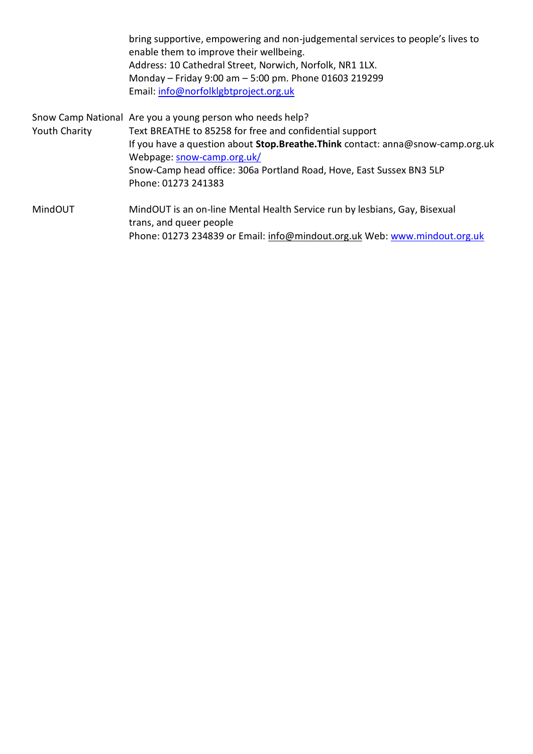| | |
|---|---|
| | bring supportive, empowering and non-judgemental services to people's lives to enable them to improve their wellbeing.<br>Address: 10 Cathedral Street, Norwich, Norfolk, NR1 1LX.<br>Monday – Friday 9:00 am – 5:00 pm. Phone 01603 219299<br>Email: info@norfolklgbtproject.org.uk |
| Snow Camp National Youth Charity | Are you a young person who needs help?<br>Text BREATHE to 85258 for free and confidential support<br>If you have a question about **Stop.Breathe.Think** contact: anna@snow-camp.org.uk<br>Webpage: snow-camp.org.uk/<br>Snow-Camp head office: 306a Portland Road, Hove, East Sussex BN3 5LP<br>Phone: 01273 241383 |
| MindOUT | MindOUT is an on-line Mental Health Service run by lesbians, Gay, Bisexual trans, and queer people<br>Phone: 01273 234839 or Email: info@mindout.org.uk Web: www.mindout.org.uk |